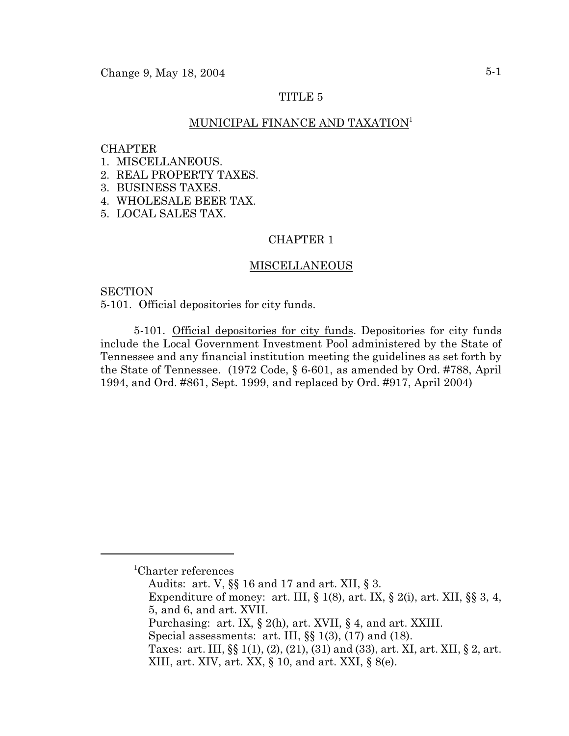# TITLE 5

## MUNICIPAL FINANCE AND TAXATION[1]

CHAPTER
1. MISCELLANEOUS.
2. REAL PROPERTY TAXES.
3. BUSINESS TAXES.
4. WHOLESALE BEER TAX.
5. LOCAL SALES TAX.

## CHAPTER 1

## MISCELLANEOUS

SECTION
5-101. Official depositories for city funds.

5-101. Official depositories for city funds. Depositories for city funds include the Local Government Investment Pool administered by the State of Tennessee and any financial institution meeting the guidelines as set forth by the State of Tennessee. (1972 Code, § 6-601, as amended by Ord. #788, April 1994, and Ord. #861, Sept. 1999, and replaced by Ord. #917, April 2004)

---

[1]Charter references
Audits: art. V, §§ 16 and 17 and art. XII, § 3.
Expenditure of money: art. III, § 1(8), art. IX, § 2(i), art. XII, §§ 3, 4, 5, and 6, and art. XVII.
Purchasing: art. IX, § 2(h), art. XVII, § 4, and art. XXIII.
Special assessments: art. III, §§ 1(3), (17) and (18).
Taxes: art. III, §§ 1(1), (2), (21), (31) and (33), art. XI, art. XII, § 2, art. XIII, art. XIV, art. XX, § 10, and art. XXI, § 8(e).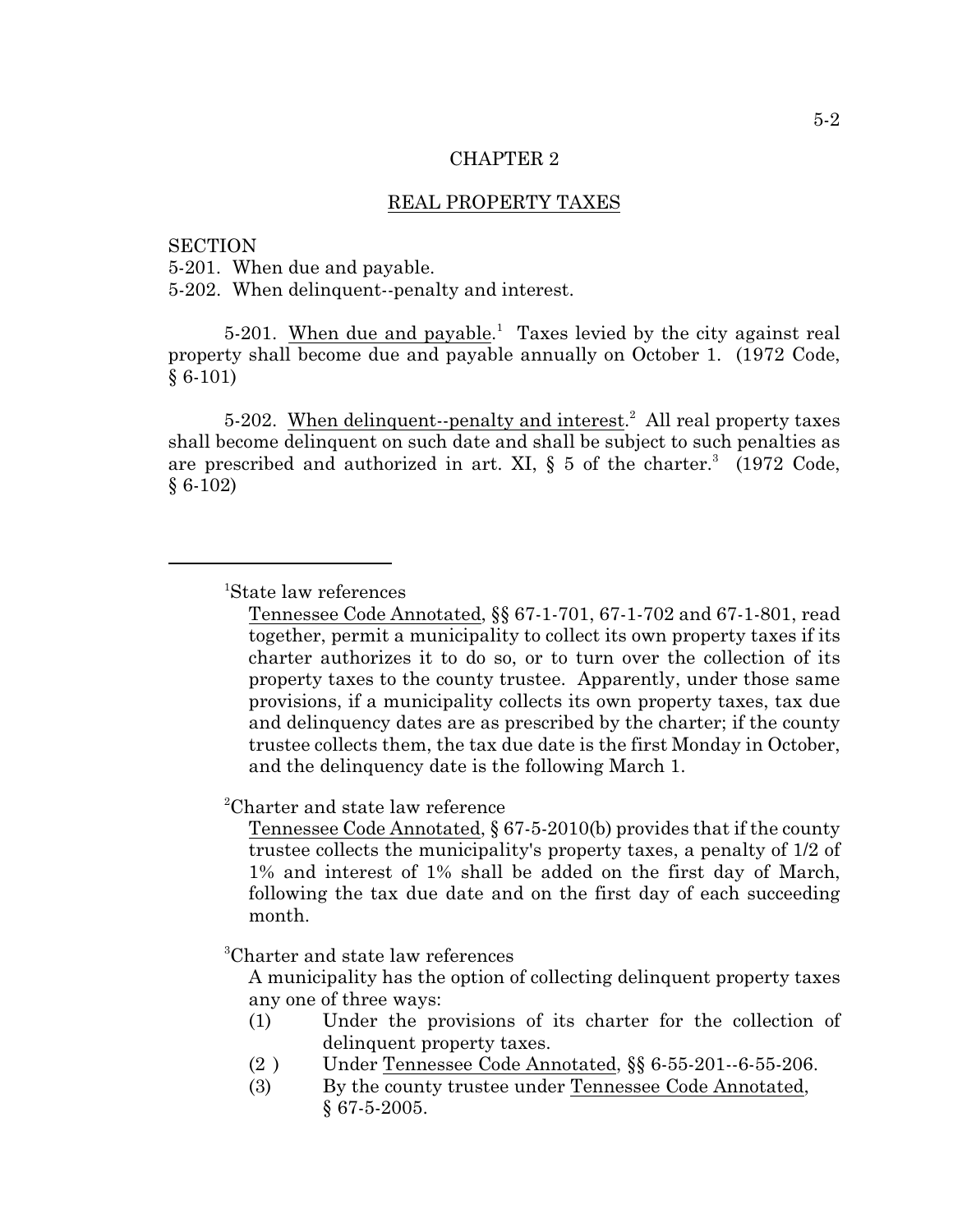## CHAPTER 2

## REAL PROPERTY TAXES

SECTION
5-201. When due and payable.
5-202. When delinquent--penalty and interest.

5-201. When due and payable.[1] Taxes levied by the city against real property shall become due and payable annually on October 1. (1972 Code, § 6-101)

5-202. When delinquent--penalty and interest.[2] All real property taxes shall become delinquent on such date and shall be subject to such penalties as are prescribed and authorized in art. XI, § 5 of the charter.[3] (1972 Code, § 6-102)

---

[1]State law references

Tennessee Code Annotated, §§ 67-1-701, 67-1-702 and 67-1-801, read together, permit a municipality to collect its own property taxes if its charter authorizes it to do so, or to turn over the collection of its property taxes to the county trustee. Apparently, under those same provisions, if a municipality collects its own property taxes, tax due and delinquency dates are as prescribed by the charter; if the county trustee collects them, the tax due date is the first Monday in October, and the delinquency date is the following March 1.

[2]Charter and state law reference

Tennessee Code Annotated, § 67-5-2010(b) provides that if the county trustee collects the municipality's property taxes, a penalty of 1/2 of 1% and interest of 1% shall be added on the first day of March, following the tax due date and on the first day of each succeeding month.

[3]Charter and state law references

A municipality has the option of collecting delinquent property taxes any one of three ways:

(1) Under the provisions of its charter for the collection of delinquent property taxes.
(2 ) Under Tennessee Code Annotated, §§ 6-55-201--6-55-206.
(3) By the county trustee under Tennessee Code Annotated, § 67-5-2005.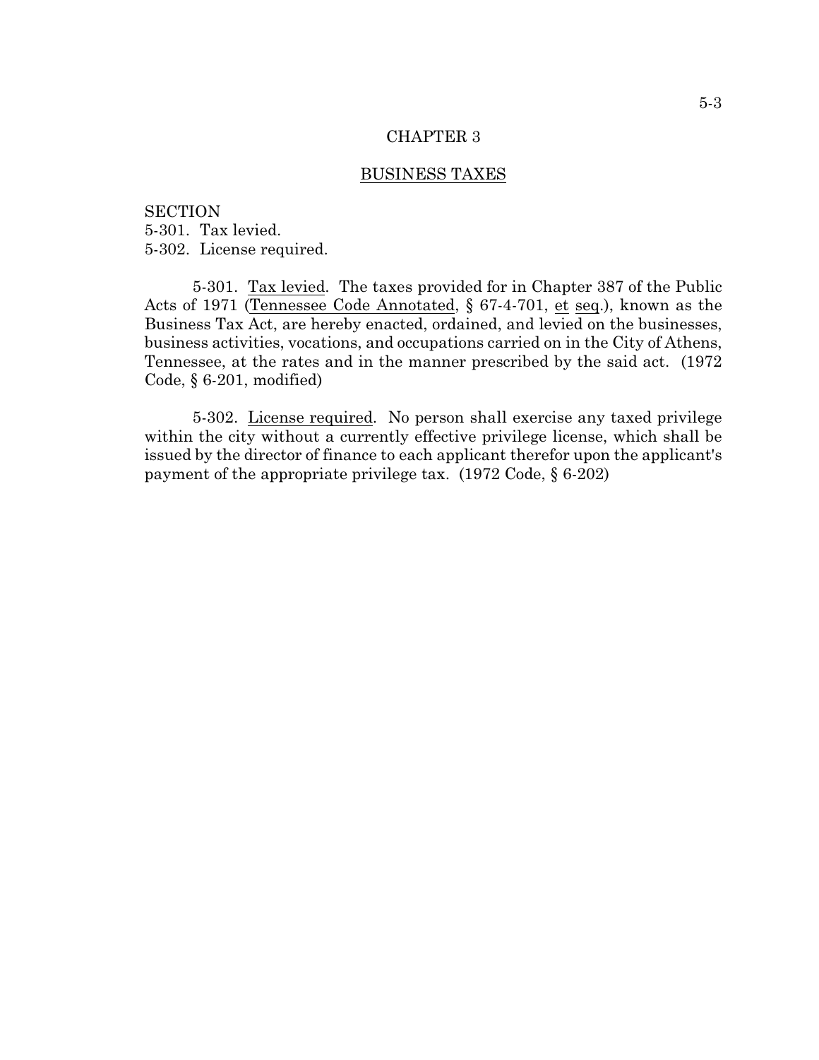# CHAPTER 3

## BUSINESS TAXES

SECTION
5-301. Tax levied.
5-302. License required.

5-301. Tax levied. The taxes provided for in Chapter 387 of the Public Acts of 1971 (Tennessee Code Annotated, § 67-4-701, et seq.), known as the Business Tax Act, are hereby enacted, ordained, and levied on the businesses, business activities, vocations, and occupations carried on in the City of Athens, Tennessee, at the rates and in the manner prescribed by the said act. (1972 Code, § 6-201, modified)

5-302. License required. No person shall exercise any taxed privilege within the city without a currently effective privilege license, which shall be issued by the director of finance to each applicant therefor upon the applicant's payment of the appropriate privilege tax. (1972 Code, § 6-202)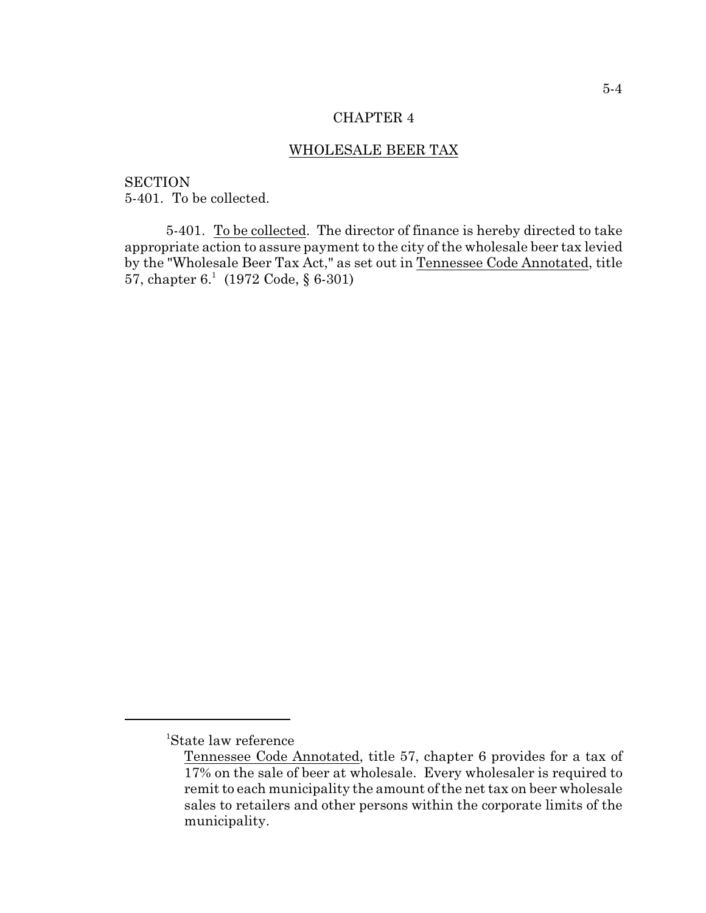# CHAPTER 4

## WHOLESALE BEER TAX

SECTION
5-401. To be collected.

5-401. To be collected. The director of finance is hereby directed to take appropriate action to assure payment to the city of the wholesale beer tax levied by the "Wholesale Beer Tax Act," as set out in Tennessee Code Annotated, title 57, chapter 6.[1] (1972 Code, § 6-301)

---

[1]State law reference

Tennessee Code Annotated, title 57, chapter 6 provides for a tax of 17% on the sale of beer at wholesale. Every wholesaler is required to remit to each municipality the amount of the net tax on beer wholesale sales to retailers and other persons within the corporate limits of the municipality.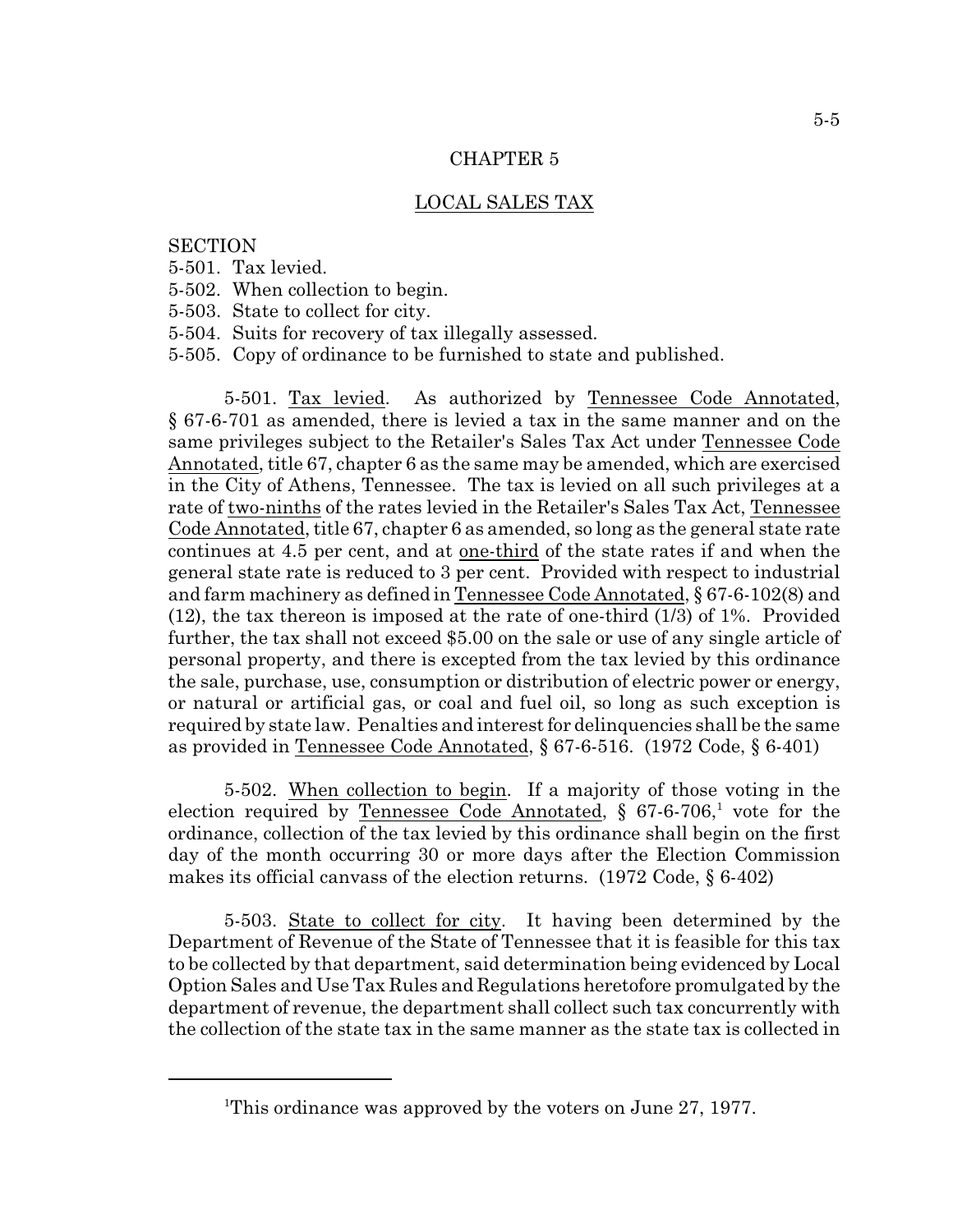# CHAPTER 5

## LOCAL SALES TAX

SECTION
5-501. Tax levied.
5-502. When collection to begin.
5-503. State to collect for city.
5-504. Suits for recovery of tax illegally assessed.
5-505. Copy of ordinance to be furnished to state and published.

5-501. Tax levied. As authorized by Tennessee Code Annotated, § 67-6-701 as amended, there is levied a tax in the same manner and on the same privileges subject to the Retailer's Sales Tax Act under Tennessee Code Annotated, title 67, chapter 6 as the same may be amended, which are exercised in the City of Athens, Tennessee. The tax is levied on all such privileges at a rate of two-ninths of the rates levied in the Retailer's Sales Tax Act, Tennessee Code Annotated, title 67, chapter 6 as amended, so long as the general state rate continues at 4.5 per cent, and at one-third of the state rates if and when the general state rate is reduced to 3 per cent. Provided with respect to industrial and farm machinery as defined in Tennessee Code Annotated, § 67-6-102(8) and (12), the tax thereon is imposed at the rate of one-third (1/3) of 1%. Provided further, the tax shall not exceed $5.00 on the sale or use of any single article of personal property, and there is excepted from the tax levied by this ordinance the sale, purchase, use, consumption or distribution of electric power or energy, or natural or artificial gas, or coal and fuel oil, so long as such exception is required by state law. Penalties and interest for delinquencies shall be the same as provided in Tennessee Code Annotated, § 67-6-516. (1972 Code, § 6-401)

5-502. When collection to begin. If a majority of those voting in the election required by Tennessee Code Annotated, § 67-6-706,[1] vote for the ordinance, collection of the tax levied by this ordinance shall begin on the first day of the month occurring 30 or more days after the Election Commission makes its official canvass of the election returns. (1972 Code, § 6-402)

5-503. State to collect for city. It having been determined by the Department of Revenue of the State of Tennessee that it is feasible for this tax to be collected by that department, said determination being evidenced by Local Option Sales and Use Tax Rules and Regulations heretofore promulgated by the department of revenue, the department shall collect such tax concurrently with the collection of the state tax in the same manner as the state tax is collected in

[1]This ordinance was approved by the voters on June 27, 1977.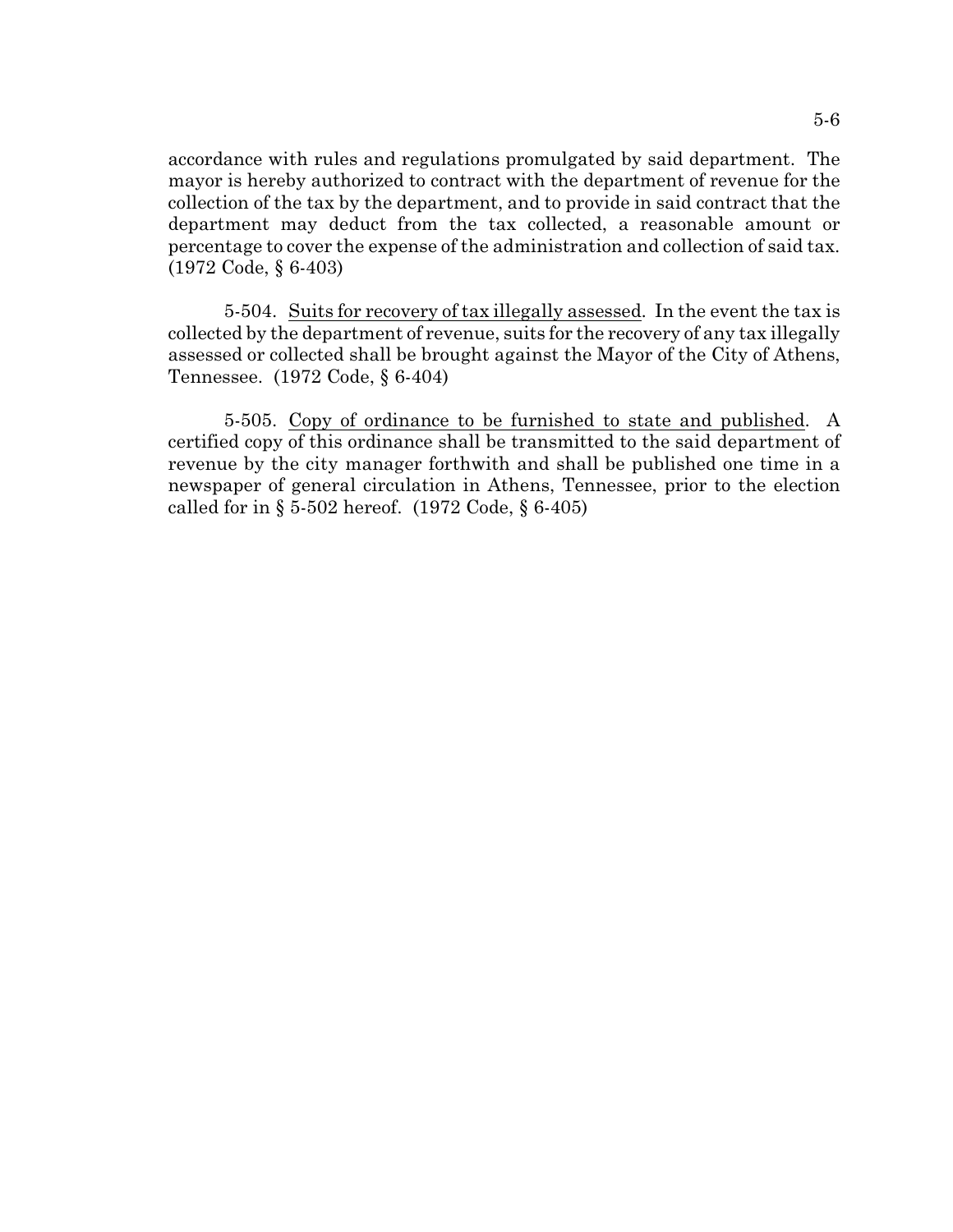accordance with rules and regulations promulgated by said department. The mayor is hereby authorized to contract with the department of revenue for the collection of the tax by the department, and to provide in said contract that the department may deduct from the tax collected, a reasonable amount or percentage to cover the expense of the administration and collection of said tax. (1972 Code, § 6-403)

5-504. Suits for recovery of tax illegally assessed. In the event the tax is collected by the department of revenue, suits for the recovery of any tax illegally assessed or collected shall be brought against the Mayor of the City of Athens, Tennessee. (1972 Code, § 6-404)

5-505. Copy of ordinance to be furnished to state and published. A certified copy of this ordinance shall be transmitted to the said department of revenue by the city manager forthwith and shall be published one time in a newspaper of general circulation in Athens, Tennessee, prior to the election called for in § 5-502 hereof. (1972 Code, § 6-405)